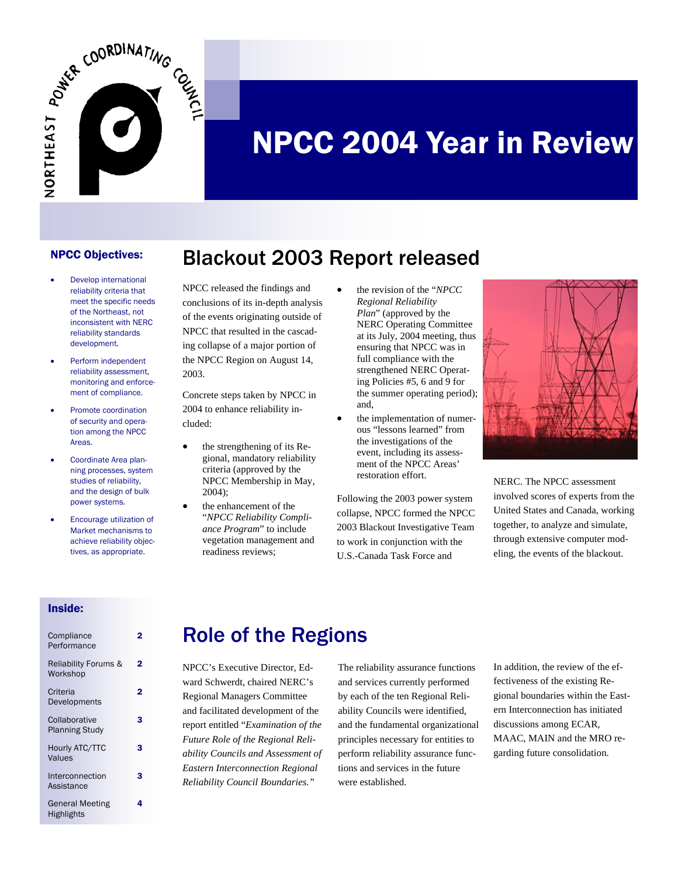# NPCC 2004 Year in Review

### NPCC Objectives:

- Develop international reliability criteria that meet the specific needs of the Northeast, not inconsistent with NERC reliability standards development.
- Perform independent reliability assessment, monitoring and enforcement of compliance.
- Promote coordination of security and operation among the NPCC Areas.
- Coordinate Area planning processes, system studies of reliability, and the design of bulk power systems.
- Encourage utilization of Market mechanisms to achieve reliability objectives, as appropriate.

## Blackout 2003 Report released

NPCC released the findings and conclusions of its in-depth analysis of the events originating outside of NPCC that resulted in the cascading collapse of a major portion of the NPCC Region on August 14, 2003.

Concrete steps taken by NPCC in 2004 to enhance reliability included:

- the strengthening of its Regional, mandatory reliability criteria (approved by the NPCC Membership in May, 2004);
- the enhancement of the "*NPCC Reliability Compliance Program*" to include vegetation management and readiness reviews;
- the revision of the "*NPCC Regional Reliability Plan*" (approved by the NERC Operating Committee at its July, 2004 meeting, thus ensuring that NPCC was in full compliance with the strengthened NERC Operating Policies #5, 6 and 9 for the summer operating period); and,
- the implementation of numerous "lessons learned" from the investigations of the event, including its assessment of the NPCC Areas' restoration effort.

Following the 2003 power system collapse, NPCC formed the NPCC 2003 Blackout Investigative Team to work in conjunction with the U.S.-Canada Task Force and NERC. The NPCC assessment involved scores of experts from the United States and Canada, working together, to analyze and simulate, through extensive computer modeling, the events of the blackout.

### Inside:

| | |
|---|---|
| Compliance Performance | 2 |
| Reliability Forums & Workshop | 2 |
| Criteria Developments | 2 |
| Collaborative Planning Study | 3 |
| Hourly ATC/TTC Values | 3 |
| Interconnection Assistance | 3 |
| General Meeting Highlights | 4 |

## Role of the Regions

NPCC's Executive Director, Edward Schwerdt, chaired NERC's Regional Managers Committee and facilitated development of the report entitled "*Examination of the Future Role of the Regional Reliability Councils and Assessment of Eastern Interconnection Regional Reliability Council Boundaries.*"

The reliability assurance functions and services currently performed by each of the ten Regional Reliability Councils were identified, and the fundamental organizational principles necessary for entities to perform reliability assurance functions and services in the future were established.

In addition, the review of the effectiveness of the existing Regional boundaries within the Eastern Interconnection has initiated discussions among ECAR, MAAC, MAIN and the MRO regarding future consolidation.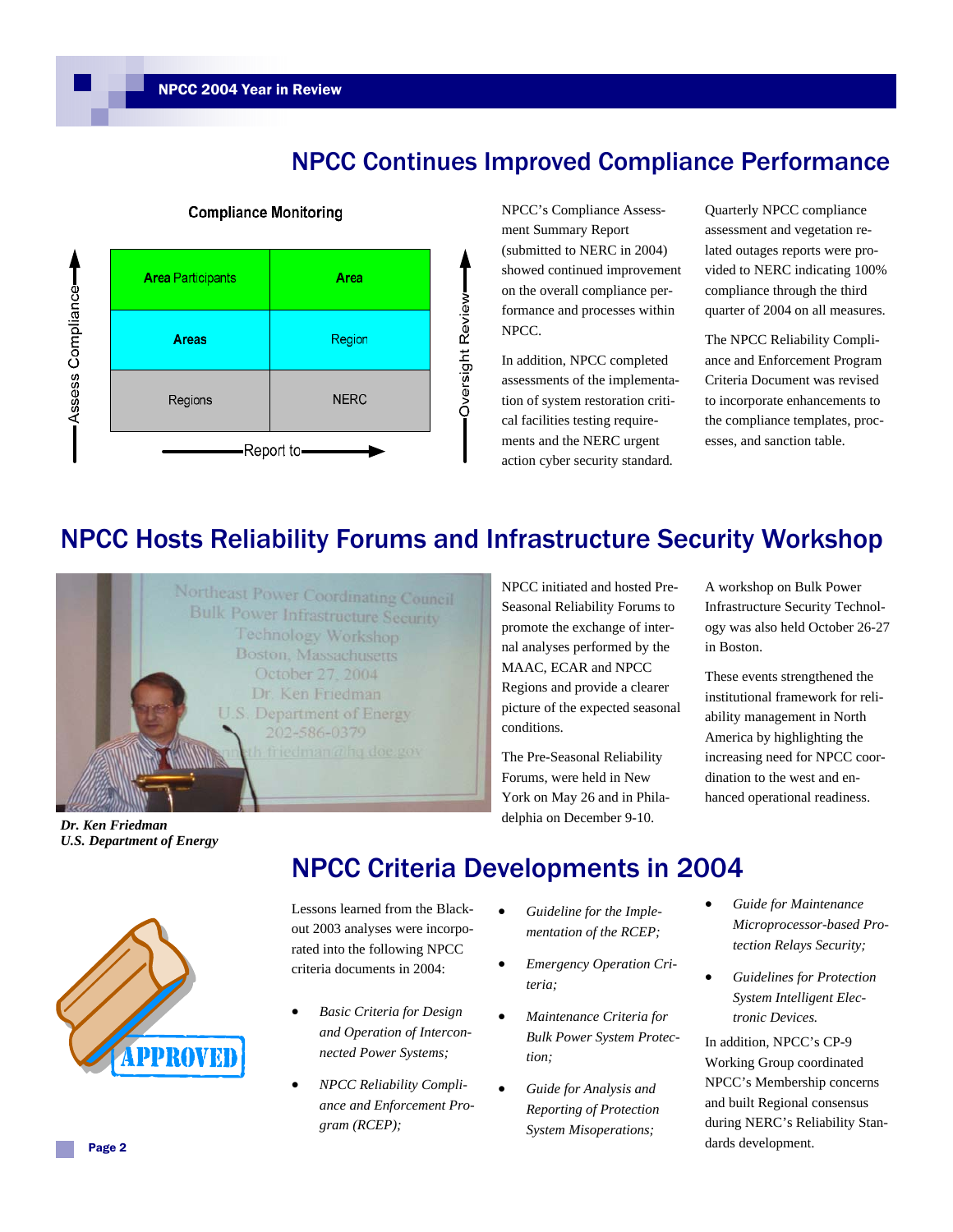## NPCC Continues Improved Compliance Performance

**Compliance Monitoring**

| Assess Compliance ↑ | | | Oversight Review ↑ |
|---|---|---|---|
| | **Area** Participants | **Area** | |
| | **Areas** | Region | |
| | Regions | NERC | |
| | Report to → | | |

NPCC's Compliance Assessment Summary Report (submitted to NERC in 2004) showed continued improvement on the overall compliance performance and processes within NPCC.

In addition, NPCC completed assessments of the implementation of system restoration critical facilities testing requirements and the NERC urgent action cyber security standard.

Quarterly NPCC compliance assessment and vegetation related outages reports were provided to NERC indicating 100% compliance through the third quarter of 2004 on all measures.

The NPCC Reliability Compliance and Enforcement Program Criteria Document was revised to incorporate enhancements to the compliance templates, processes, and sanction table.

## NPCC Hosts Reliability Forums and Infrastructure Security Workshop

***Dr. Ken Friedman***
***U.S. Department of Energy***

NPCC initiated and hosted Pre-Seasonal Reliability Forums to promote the exchange of internal analyses performed by the MAAC, ECAR and NPCC Regions and provide a clearer picture of the expected seasonal conditions.

The Pre-Seasonal Reliability Forums, were held in New York on May 26 and in Philadelphia on December 9-10.

A workshop on Bulk Power Infrastructure Security Technology was also held October 26-27 in Boston.

These events strengthened the institutional framework for reliability management in North America by highlighting the increasing need for NPCC coordination to the west and enhanced operational readiness.

## NPCC Criteria Developments in 2004

Lessons learned from the Blackout 2003 analyses were incorporated into the following NPCC criteria documents in 2004:

- *Basic Criteria for Design and Operation of Interconnected Power Systems;*
- *NPCC Reliability Compliance and Enforcement Program (RCEP);*
- *Guideline for the Implementation of the RCEP;*
- *Emergency Operation Criteria;*
- *Maintenance Criteria for Bulk Power System Protection;*
- *Guide for Analysis and Reporting of Protection System Misoperations;*
- *Guide for Maintenance Microprocessor-based Protection Relays Security;*
- *Guidelines for Protection System Intelligent Electronic Devices.*

In addition, NPCC's CP-9 Working Group coordinated NPCC's Membership concerns and built Regional consensus during NERC's Reliability Standards development.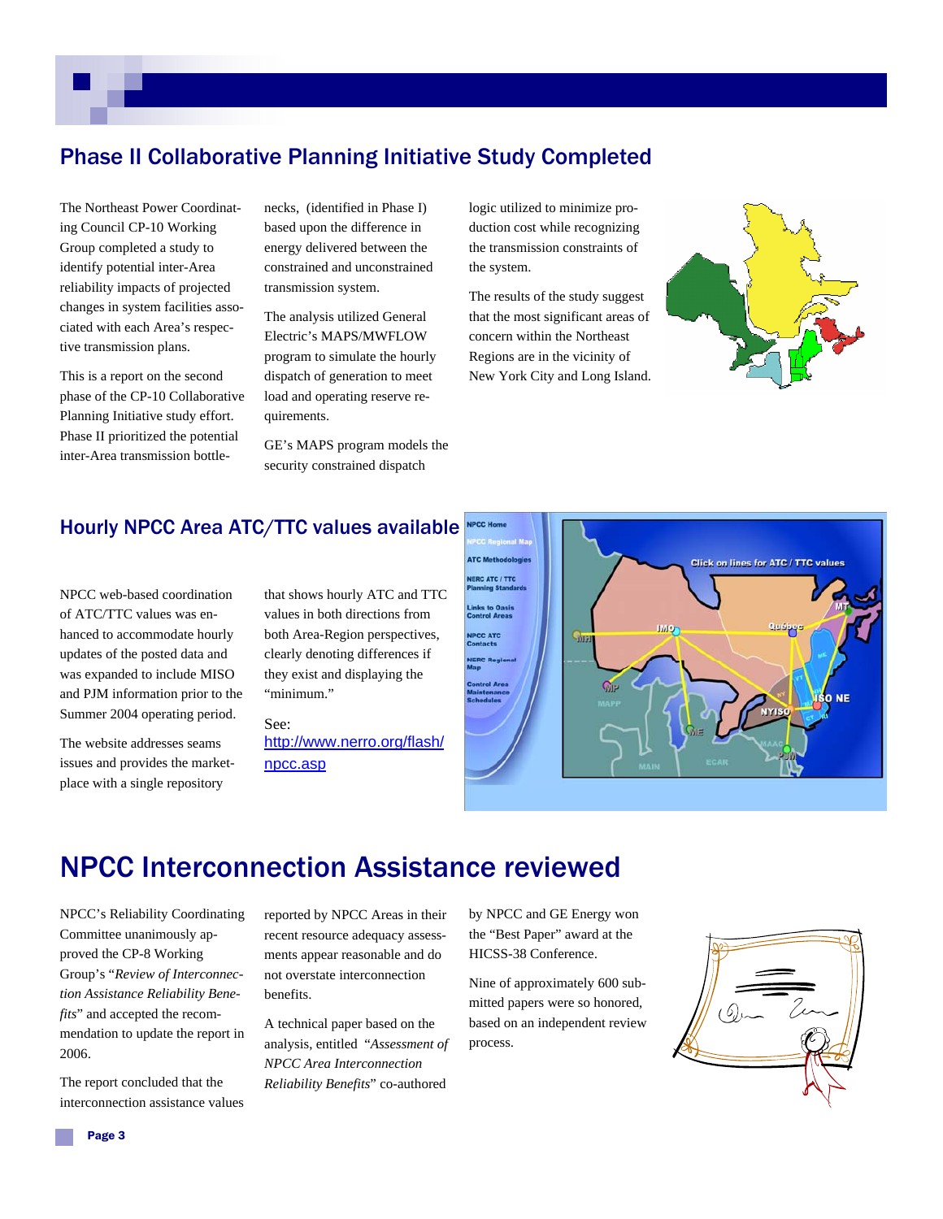## Phase II Collaborative Planning Initiative Study Completed

The Northeast Power Coordinating Council CP-10 Working Group completed a study to identify potential inter-Area reliability impacts of projected changes in system facilities associated with each Area's respective transmission plans.

This is a report on the second phase of the CP-10 Collaborative Planning Initiative study effort. Phase II prioritized the potential inter-Area transmission bottlenecks, (identified in Phase I) based upon the difference in energy delivered between the constrained and unconstrained transmission system.

The analysis utilized General Electric's MAPS/MWFLOW program to simulate the hourly dispatch of generation to meet load and operating reserve requirements.

GE's MAPS program models the security constrained dispatch logic utilized to minimize production cost while recognizing the transmission constraints of the system.

The results of the study suggest that the most significant areas of concern within the Northeast Regions are in the vicinity of New York City and Long Island.

## Hourly NPCC Area ATC/TTC values available

NPCC web-based coordination of ATC/TTC values was enhanced to accommodate hourly updates of the posted data and was expanded to include MISO and PJM information prior to the Summer 2004 operating period.

The website addresses seams issues and provides the marketplace with a single repository that shows hourly ATC and TTC values in both directions from both Area-Region perspectives, clearly denoting differences if they exist and displaying the "minimum."

See:
http://www.nerro.org/flash/npcc.asp

# NPCC Interconnection Assistance reviewed

NPCC's Reliability Coordinating Committee unanimously approved the CP-8 Working Group's "*Review of Interconnection Assistance Reliability Benefits*" and accepted the recommendation to update the report in 2006.

The report concluded that the interconnection assistance values reported by NPCC Areas in their recent resource adequacy assessments appear reasonable and do not overstate interconnection benefits.

A technical paper based on the analysis, entitled "*Assessment of NPCC Area Interconnection Reliability Benefits*" co-authored by NPCC and GE Energy won the "Best Paper" award at the HICSS-38 Conference.

Nine of approximately 600 submitted papers were so honored, based on an independent review process.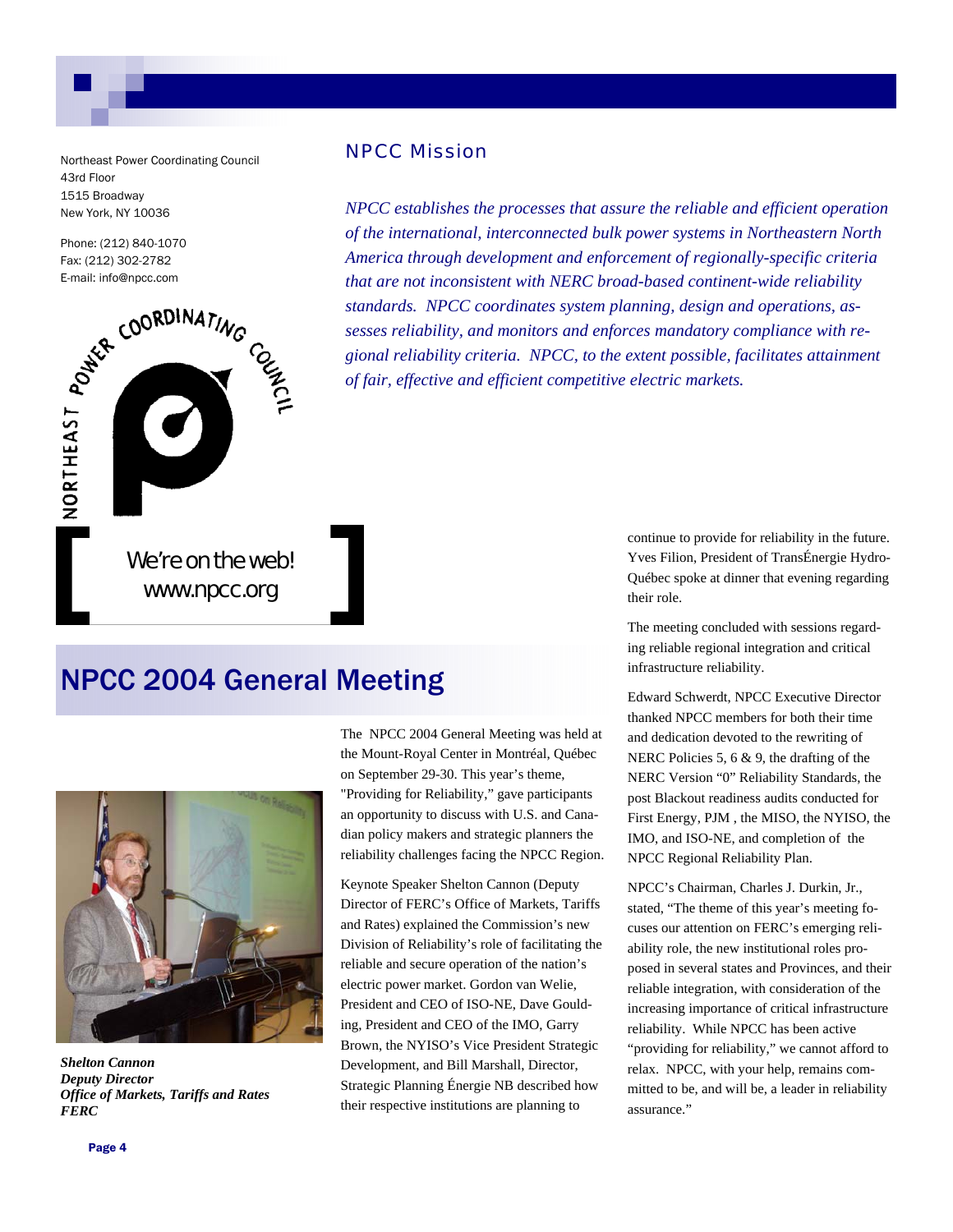Northeast Power Coordinating Council
43rd Floor
1515 Broadway
New York, NY 10036

Phone: (212) 840-1070
Fax: (212) 302-2782
E-mail: info@npcc.org

We're on the web!
www.npcc.org

## NPCC Mission

*NPCC establishes the processes that assure the reliable and efficient operation of the international, interconnected bulk power systems in Northeastern North America through development and enforcement of regionally-specific criteria that are not inconsistent with NERC broad-based continent-wide reliability standards. NPCC coordinates system planning, design and operations, assesses reliability, and monitors and enforces mandatory compliance with regional reliability criteria. NPCC, to the extent possible, facilitates attainment of fair, effective and efficient competitive electric markets.*

# NPCC 2004 General Meeting

***Shelton Cannon***
***Deputy Director***
***Office of Markets, Tariffs and Rates***
***FERC***

The NPCC 2004 General Meeting was held at the Mount-Royal Center in Montréal, Québec on September 29-30. This year's theme, "Providing for Reliability," gave participants an opportunity to discuss with U.S. and Canadian policy makers and strategic planners the reliability challenges facing the NPCC Region.

Keynote Speaker Shelton Cannon (Deputy Director of FERC's Office of Markets, Tariffs and Rates) explained the Commission's new Division of Reliability's role of facilitating the reliable and secure operation of the nation's electric power market. Gordon van Welie, President and CEO of ISO-NE, Dave Goulding, President and CEO of the IMO, Garry Brown, the NYISO's Vice President Strategic Development, and Bill Marshall, Director, Strategic Planning Énergie NB described how their respective institutions are planning to continue to provide for reliability in the future. Yves Filion, President of TransÉnergie Hydro-Québec spoke at dinner that evening regarding their role.

The meeting concluded with sessions regarding reliable regional integration and critical infrastructure reliability.

Edward Schwerdt, NPCC Executive Director thanked NPCC members for both their time and dedication devoted to the rewriting of NERC Policies 5, 6 & 9, the drafting of the NERC Version "0" Reliability Standards, the post Blackout readiness audits conducted for First Energy, PJM , the MISO, the NYISO, the IMO, and ISO-NE, and completion of the NPCC Regional Reliability Plan.

NPCC's Chairman, Charles J. Durkin, Jr., stated, "The theme of this year's meeting focuses our attention on FERC's emerging reliability role, the new institutional roles proposed in several states and Provinces, and their reliable integration, with consideration of the increasing importance of critical infrastructure reliability. While NPCC has been active "providing for reliability," we cannot afford to relax. NPCC, with your help, remains committed to be, and will be, a leader in reliability assurance."